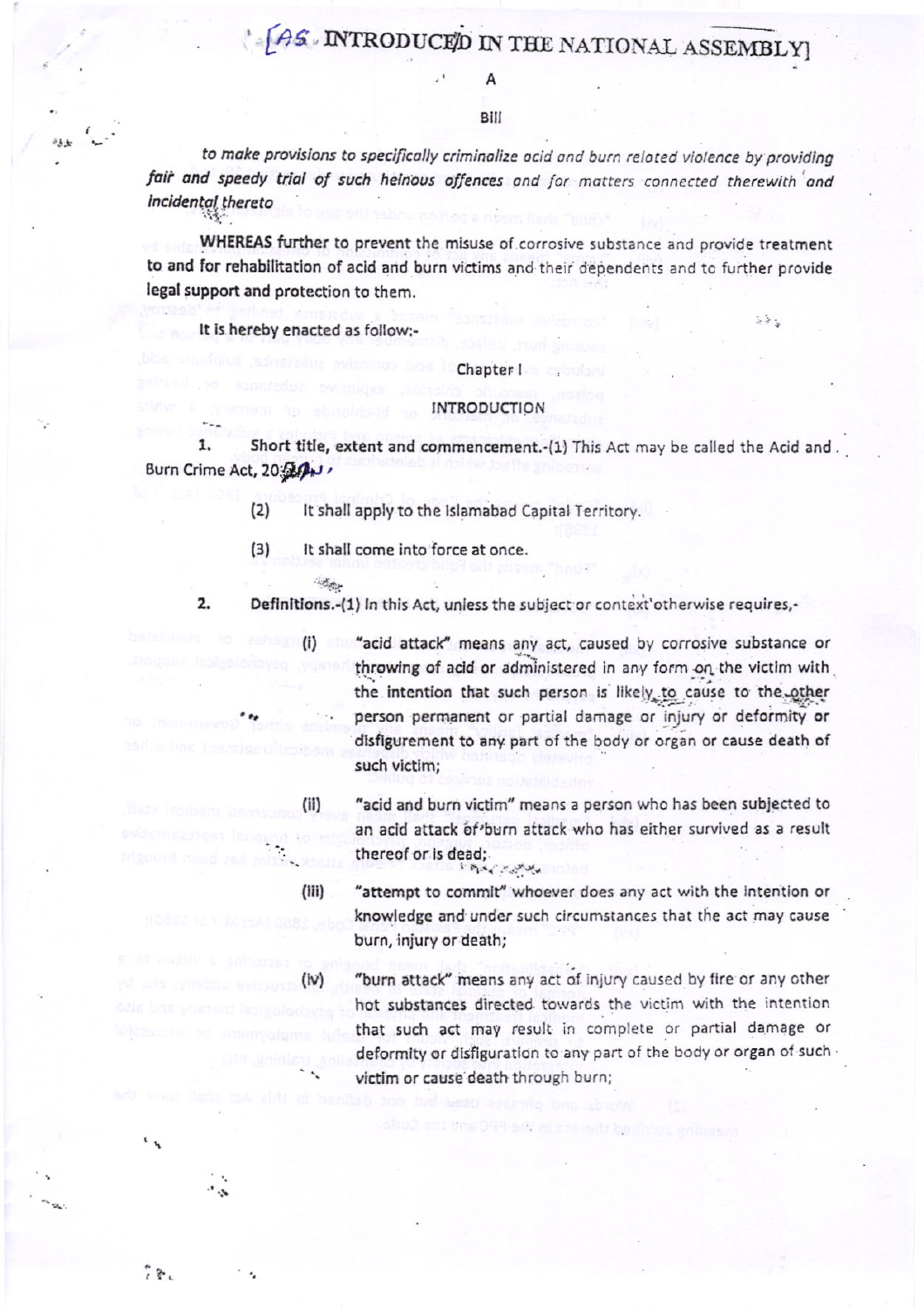[AS INTRODUCED IN THE NATIONAL ASSEMBLY]

A

Bill

*to make provisions to specifically criminalize acid and burn related violence by providing fair and speedy trial of such heinous offences and for matters connected therewith and incidental thereto*

**WHEREAS further to prevent the misuse of corrosive substance and provide treatment to and for rehabilitation of acid and burn victims and their dependents and to further provide legal support and protection to them.**

**It is hereby enacted as follow:-**

Chapter I

INTRODUCTION

**1. Short title, extent and commencement.**-(1) This Act may be called the Acid and Burn Crime Act, 20__.

(2) It shall apply to the Islamabad Capital Territory.

(3) It shall come into force at once.

**2. Definitions.**-(1) In this Act, unless the subject or context otherwise requires,-

(i) "acid attack" means any act, caused by corrosive substance or throwing of acid or administered in any form on the victim with the intention that such person is likely to cause to the other person permanent or partial damage or injury or deformity or disfigurement to any part of the body or organ or cause death of such victim;

(ii) "acid and burn victim" means a person who has been subjected to an acid attack or burn attack who has either survived as a result thereof or is dead;

(iii) "attempt to commit" whoever does any act with the intention or knowledge and under such circumstances that the act may cause burn, injury or death;

(iv) "burn attack" means any act of injury caused by fire or any other hot substances directed towards the victim with the intention that such act may result in complete or partial damage or deformity or disfiguration to any part of the body or organ of such victim or cause death through burn;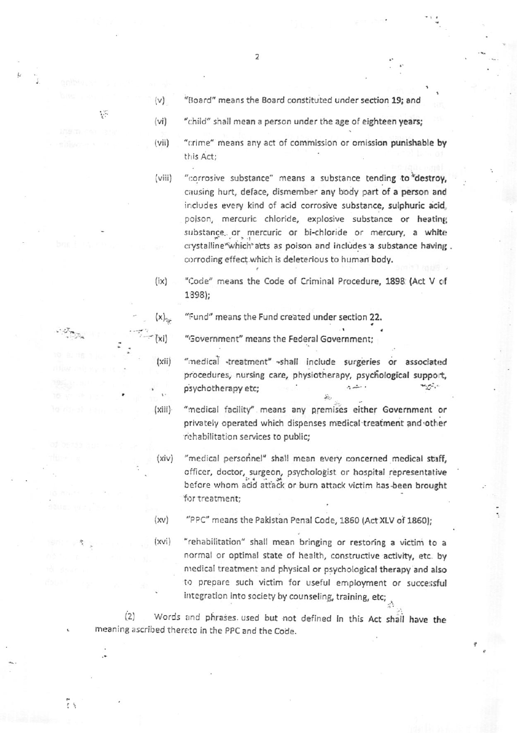(v) "Board" means the Board constituted under section 19; and

(vi) "child" shall mean a person under the age of eighteen years;

(vii) "crime" means any act of commission or omission punishable by this Act;

(viii) "corrosive substance" means a substance tending to destroy, causing hurt, deface, dismember any body part of a person and includes every kind of acid corrosive substance, sulphuric acid, poison, mercuric chloride, explosive substance or heating substance or mercuric or bi-chloride or mercury, a white crystalline which acts as poison and includes a substance having corroding effect which is deleterious to human body.

(ix) "Code" means the Code of Criminal Procedure, 1898 (Act V of 1898);

(x) "Fund" means the Fund created under section 22.

(xi) "Government" means the Federal Government;

(xii) "medical treatment" shall include surgeries or associated procedures, nursing care, physiotherapy, psychological support, psychotherapy etc;

(xiii) "medical facility" means any premises either Government or privately operated which dispenses medical treatment and other rehabilitation services to public;

(xiv) "medical personnel" shall mean every concerned medical staff, officer, doctor, surgeon, psychologist or hospital representative before whom acid attack or burn attack victim has been brought for treatment;

(xv) "PPC" means the Pakistan Penal Code, 1860 (Act XLV of 1860);

(xvi) "rehabilitation" shall mean bringing or restoring a victim to a normal or optimal state of health, constructive activity, etc. by medical treatment and physical or psychological therapy and also to prepare such victim for useful employment or successful integration into society by counseling, training, etc;

(2) Words and phrases used but not defined in this Act shall have the meaning ascribed thereto in the PPC and the Code.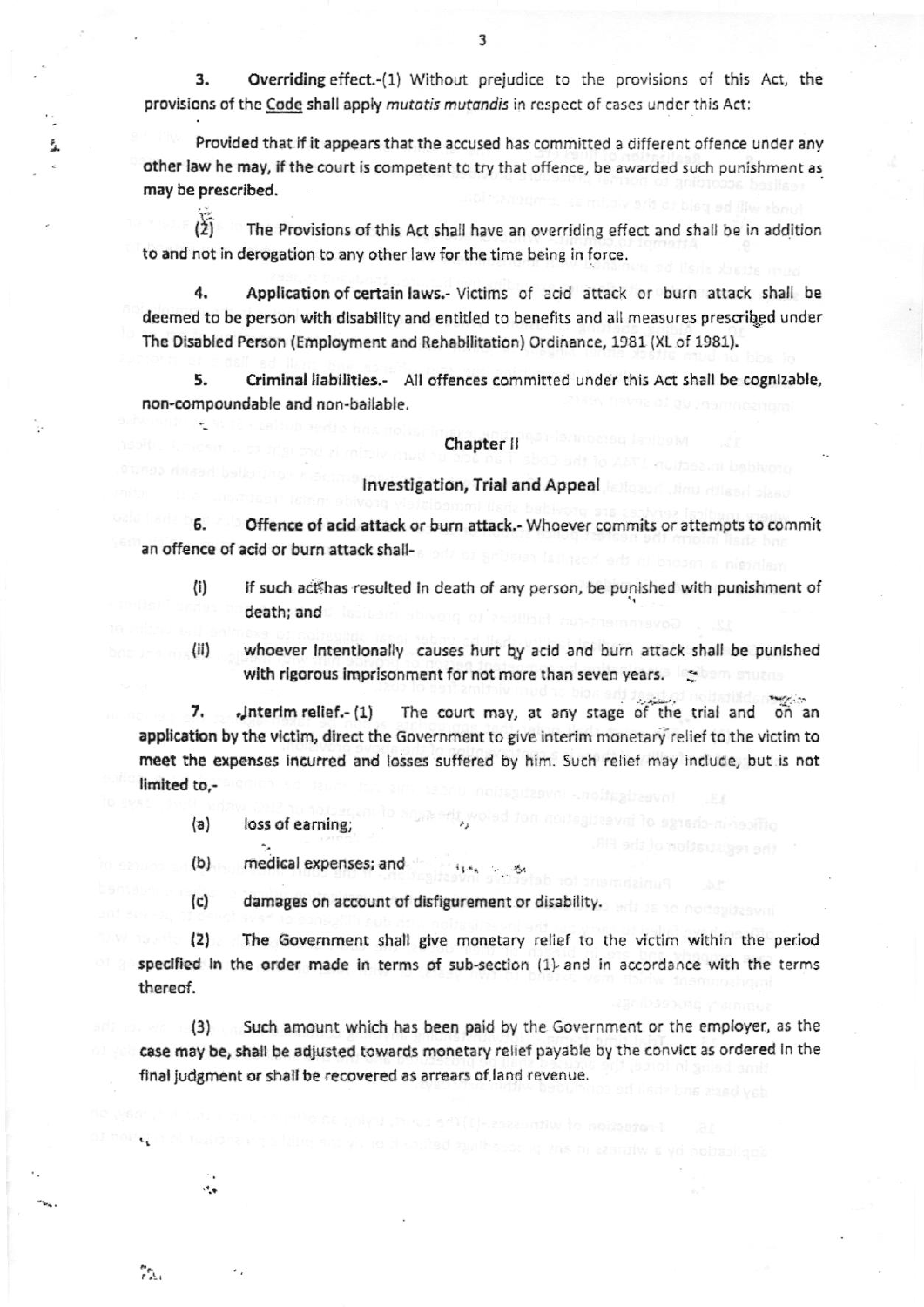**3. Overriding effect.**-(1) Without prejudice to the provisions of this Act, the provisions of the <u>Code</u> shall apply *mutatis mutandis* in respect of cases under this Act:

Provided that if it appears that the accused has committed a different offence under any other law he may, if the court is competent to try that offence, be awarded such punishment as may be prescribed.

(2) The Provisions of this Act shall have an overriding effect and shall be in addition to and not in derogation to any other law for the time being in force.

**4. Application of certain laws.**- Victims of acid attack or burn attack shall be deemed to be person with disability and entitled to benefits and all measures prescribed under The Disabled Person (Employment and Rehabilitation) Ordinance, 1981 (XL of 1981).

**5. Criminal liabilities.**- All offences committed under this Act shall be cognizable, non-compoundable and non-bailable.

## Chapter II

## Investigation, Trial and Appeal

**6. Offence of acid attack or burn attack.**- Whoever commits or attempts to commit an offence of acid or burn attack shall-

(i) if such act has resulted in death of any person, be punished with punishment of death; and

(ii) whoever intentionally causes hurt by acid and burn attack shall be punished with rigorous imprisonment for not more than seven years.

**7. Interim relief.**- (1) The court may, at any stage of the trial and on an application by the victim, direct the Government to give interim monetary relief to the victim to meet the expenses incurred and losses suffered by him. Such relief may include, but is not limited to,-

(a) loss of earning;

(b) medical expenses; and

(c) damages on account of disfigurement or disability.

(2) The Government shall give monetary relief to the victim within the period specified in the order made in terms of sub-section (1) and in accordance with the terms thereof.

(3) Such amount which has been paid by the Government or the employer, as the case may be, shall be adjusted towards monetary relief payable by the convict as ordered in the final judgment or shall be recovered as arrears of land revenue.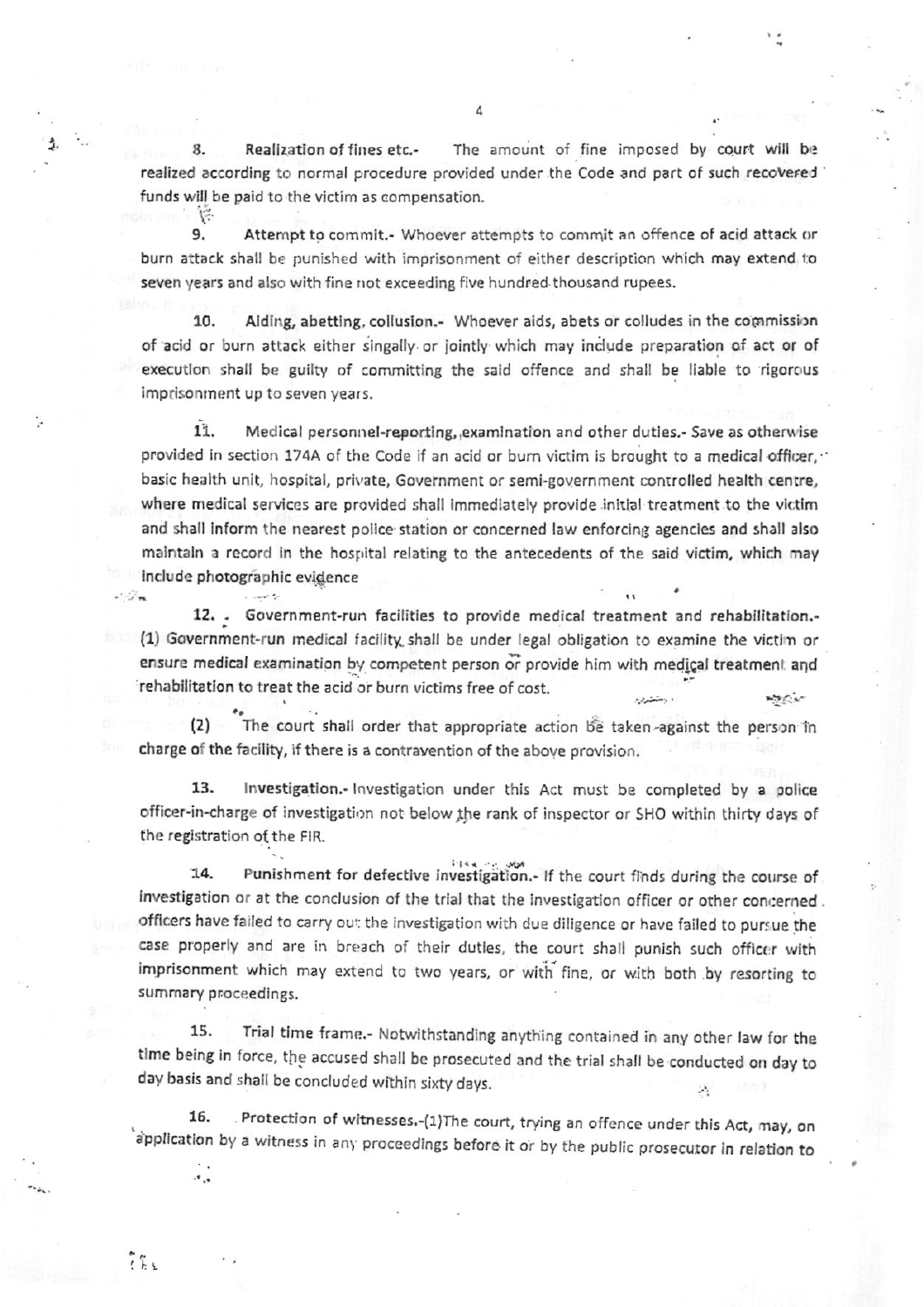**8. Realization of fines etc.-** The amount of fine imposed by court will be realized according to normal procedure provided under the Code and part of such recovered funds will be paid to the victim as compensation.

**9. Attempt to commit.-** Whoever attempts to commit an offence of acid attack or burn attack shall be punished with imprisonment of either description which may extend to seven years and also with fine not exceeding five hundred thousand rupees.

**10. Aiding, abetting, collusion.-** Whoever aids, abets or colludes in the commission of acid or burn attack either singally or jointly which may include preparation of act or of execution shall be guilty of committing the said offence and shall be liable to rigorous imprisonment up to seven years.

**11. Medical personnel-reporting, examination and other duties.-** Save as otherwise provided in section 174A of the Code if an acid or burn victim is brought to a medical officer, basic health unit, hospital, private, Government or semi-government controlled health centre, where medical services are provided shall immediately provide initial treatment to the victim and shall inform the nearest police station or concerned law enforcing agencies and shall also maintain a record in the hospital relating to the antecedents of the said victim, which may include photographic evidence

**12. Government-run facilities to provide medical treatment and rehabilitation.-** (1) Government-run medical facility shall be under legal obligation to examine the victim or ensure medical examination by competent person or provide him with medical treatment and rehabilitation to treat the acid or burn victims free of cost.

(2) The court shall order that appropriate action be taken against the person in charge of the facility, if there is a contravention of the above provision.

**13. Investigation.-** Investigation under this Act must be completed by a police officer-in-charge of investigation not below the rank of inspector or SHO within thirty days of the registration of the FIR.

**14. Punishment for defective investigation.-** If the court finds during the course of investigation or at the conclusion of the trial that the investigation officer or other concerned officers have failed to carry out the investigation with due diligence or have failed to pursue the case properly and are in breach of their duties, the court shall punish such officer with imprisonment which may extend to two years, or with fine, or with both by resorting to summary proceedings.

**15. Trial time frame.-** Notwithstanding anything contained in any other law for the time being in force, the accused shall be prosecuted and the trial shall be conducted on day to day basis and shall be concluded within sixty days.

**16. Protection of witnesses.-**(1)The court, trying an offence under this Act, may, on application by a witness in any proceedings before it or by the public prosecutor in relation to